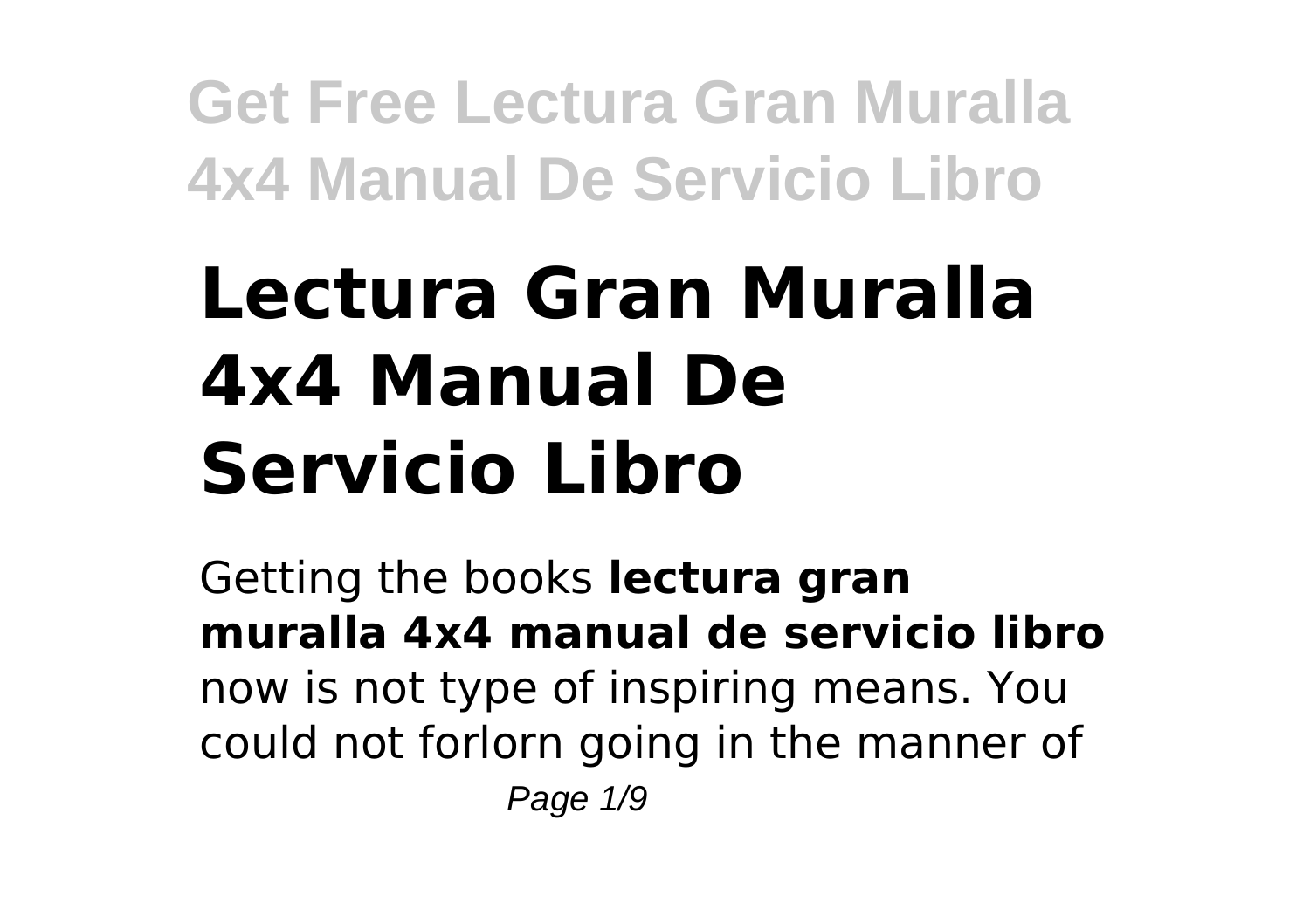# Lectura Gran Muralla 4x4 Manual De Servicio Libro

Getting the books **lectura gran muralla 4x4 manual de servicio libro** now is not type of inspiring means. You could not forlorn going in the manner of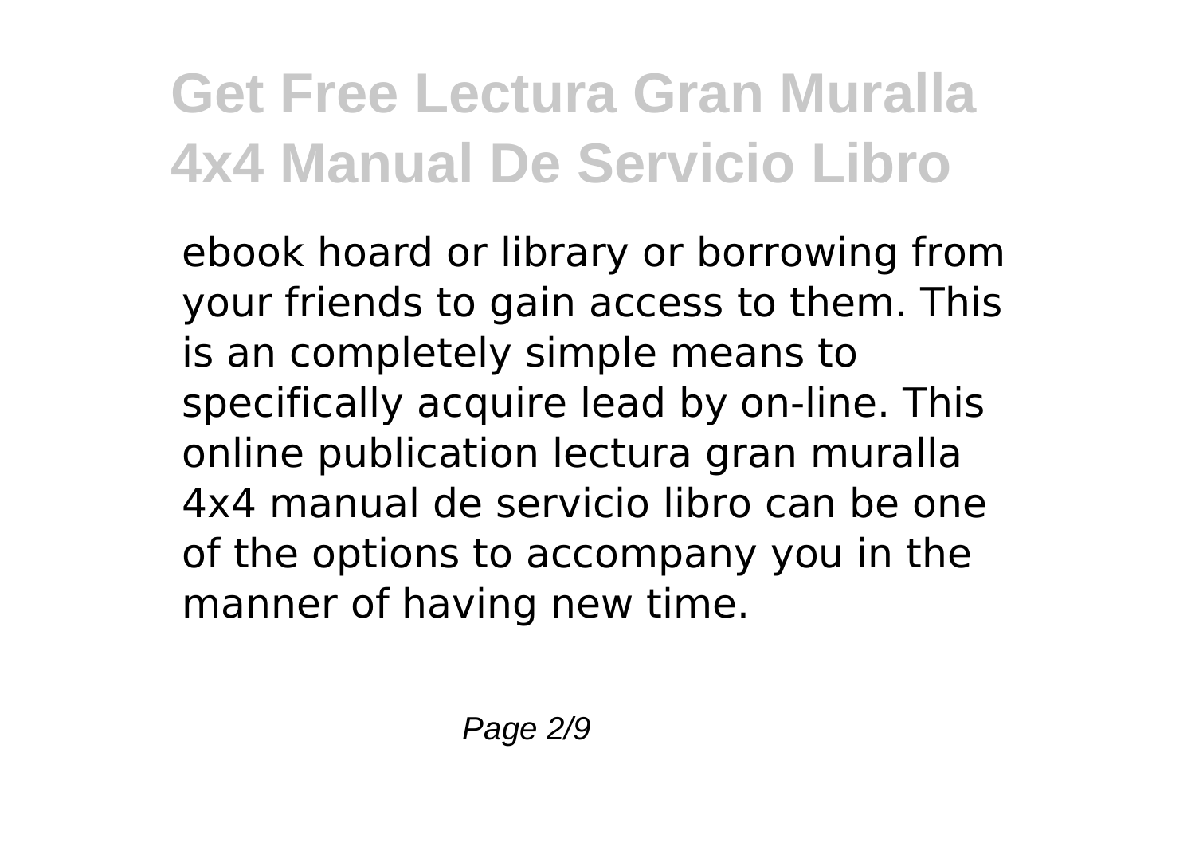ebook hoard or library or borrowing from your friends to gain access to them. This is an completely simple means to specifically acquire lead by on-line. This online publication lectura gran muralla 4x4 manual de servicio libro can be one of the options to accompany you in the manner of having new time.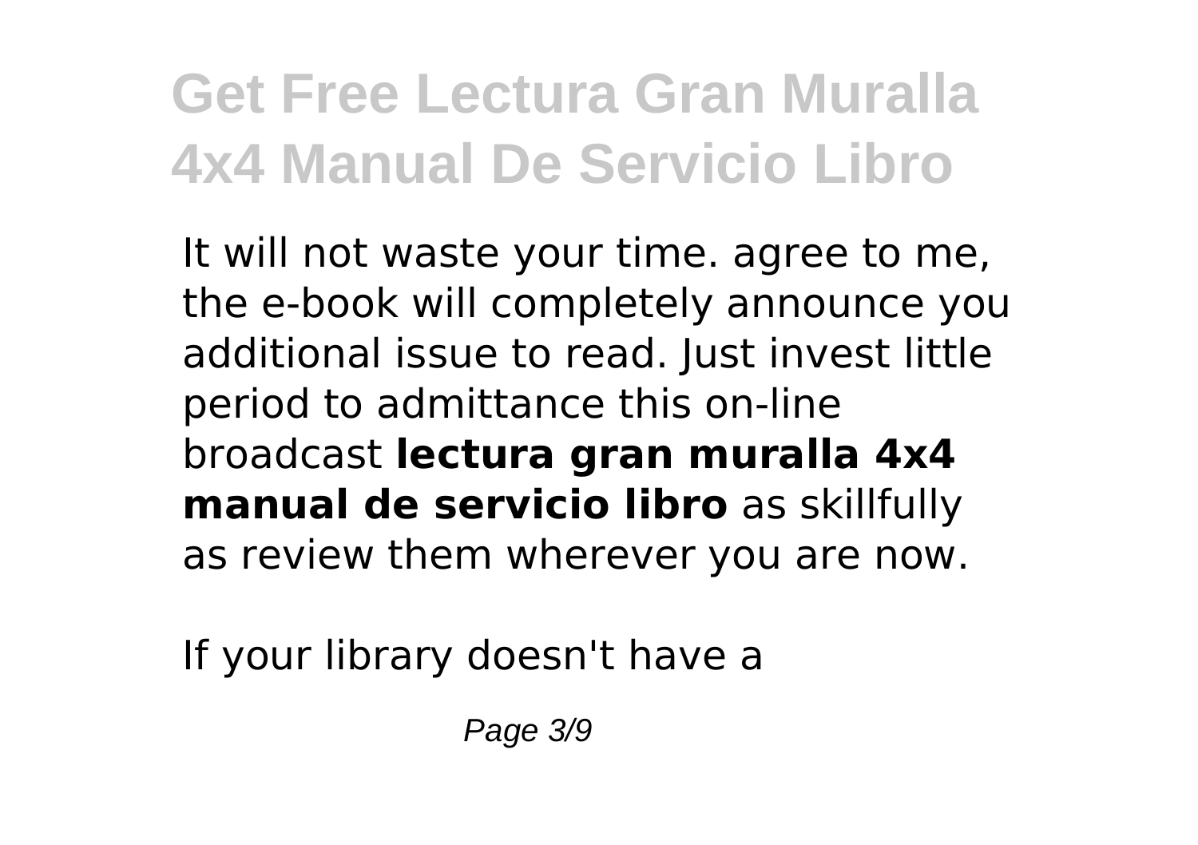It will not waste your time. agree to me, the e-book will completely announce you additional issue to read. Just invest little period to admittance this on-line broadcast **lectura gran muralla 4x4 manual de servicio libro** as skillfully as review them wherever you are now.

If your library doesn't have a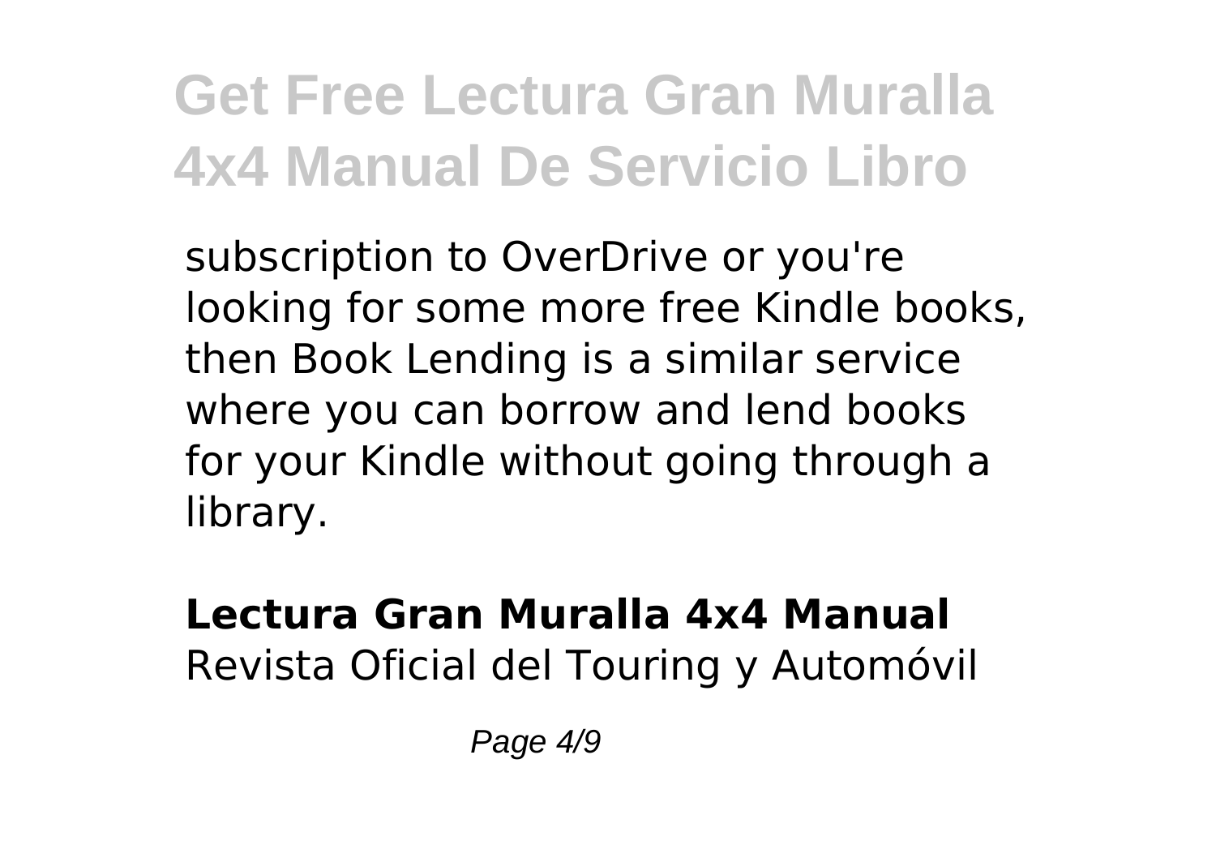subscription to OverDrive or you're looking for some more free Kindle books, then Book Lending is a similar service where you can borrow and lend books for your Kindle without going through a library.

**Lectura Gran Muralla 4x4 Manual**

Revista Oficial del Touring y Automóvil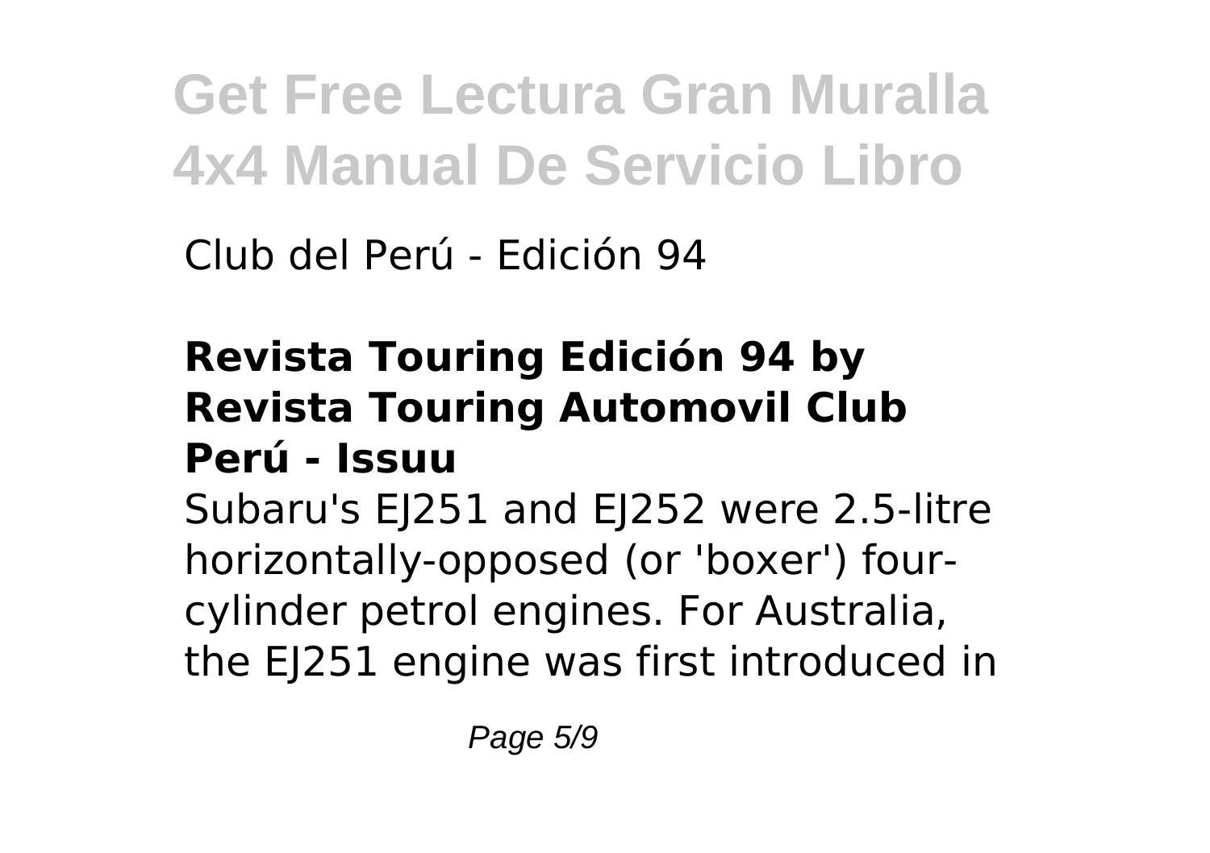Club del Perú - Edición 94

**Revista Touring Edición 94 by Revista Touring Automovil Club Perú - Issuu**

Subaru's EJ251 and EJ252 were 2.5-litre horizontally-opposed (or 'boxer') four-cylinder petrol engines. For Australia, the EJ251 engine was first introduced in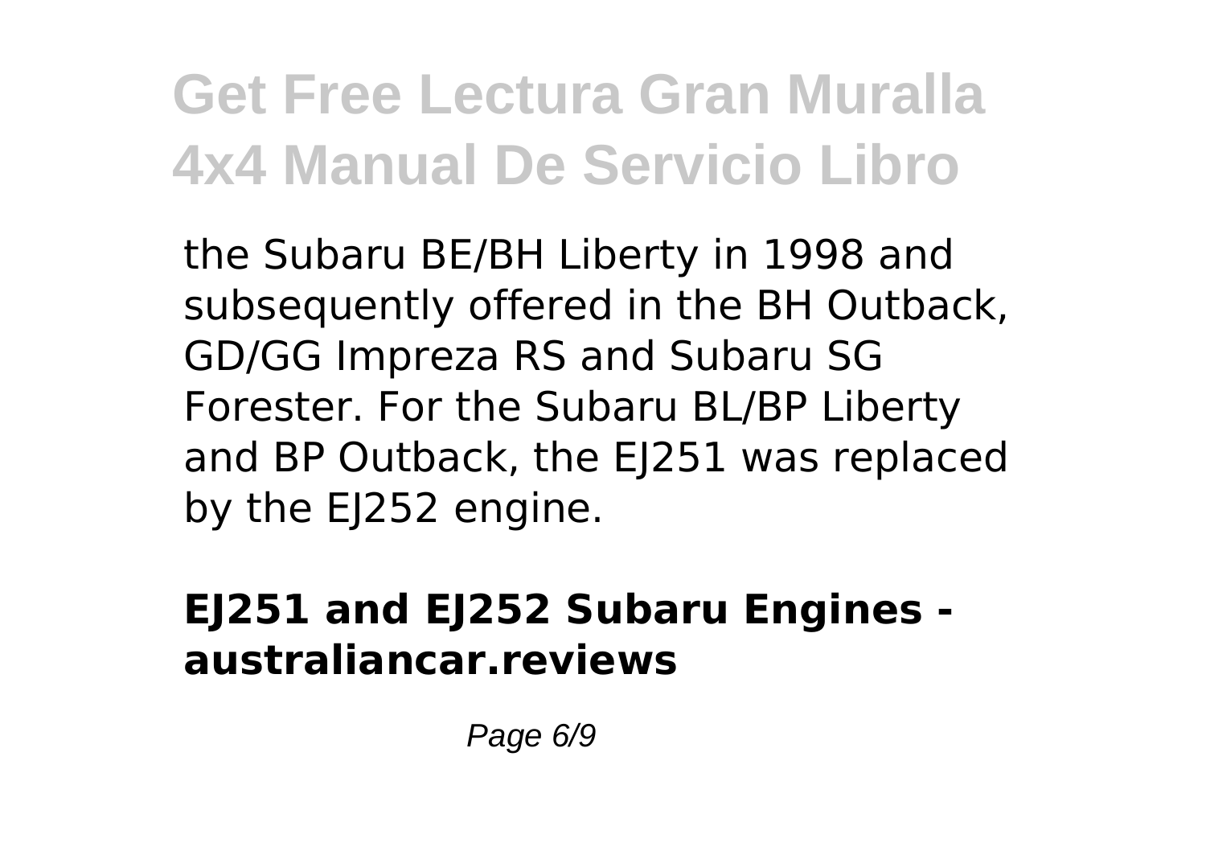the Subaru BE/BH Liberty in 1998 and subsequently offered in the BH Outback, GD/GG Impreza RS and Subaru SG Forester. For the Subaru BL/BP Liberty and BP Outback, the EJ251 was replaced by the EJ252 engine.

**EJ251 and EJ252 Subaru Engines - australiancar.reviews**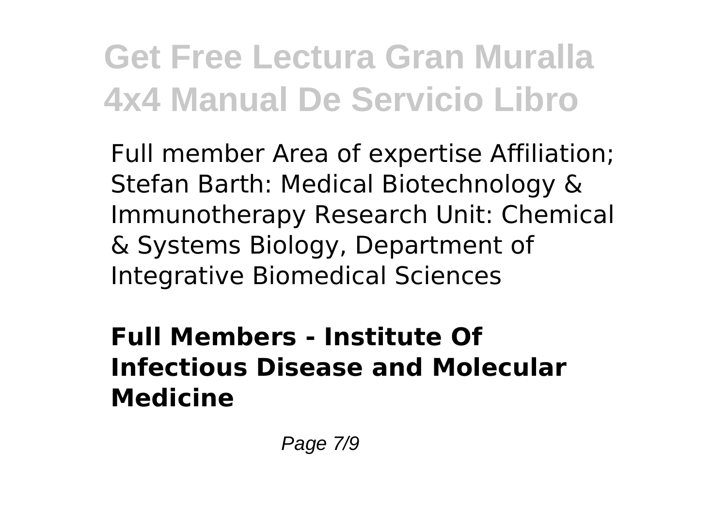Full member Area of expertise Affiliation; Stefan Barth: Medical Biotechnology & Immunotherapy Research Unit: Chemical & Systems Biology, Department of Integrative Biomedical Sciences

**Full Members - Institute Of Infectious Disease and Molecular Medicine**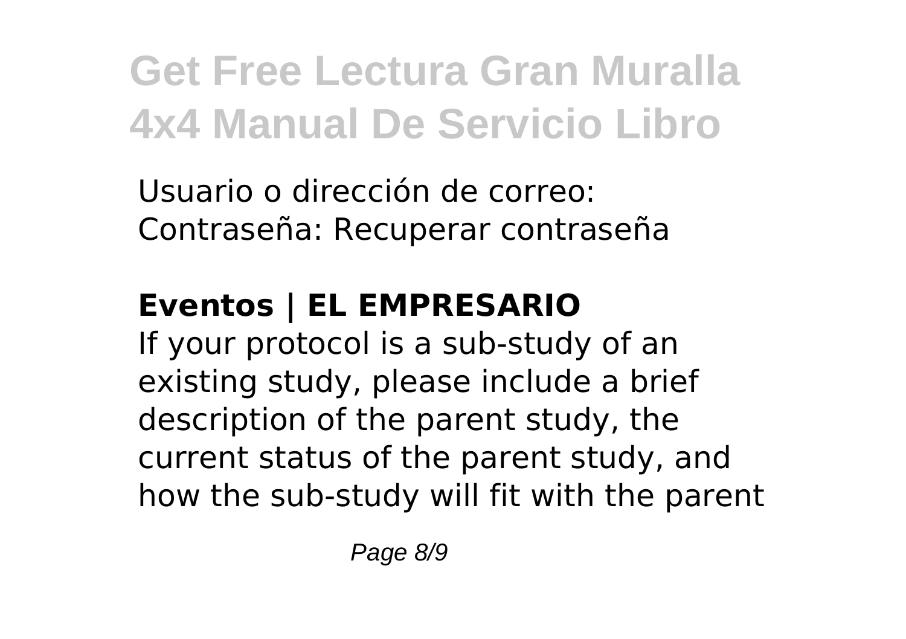Usuario o dirección de correo: Contraseña: Recuperar contraseña

## Eventos | EL EMPRESARIO

If your protocol is a sub-study of an existing study, please include a brief description of the parent study, the current status of the parent study, and how the sub-study will fit with the parent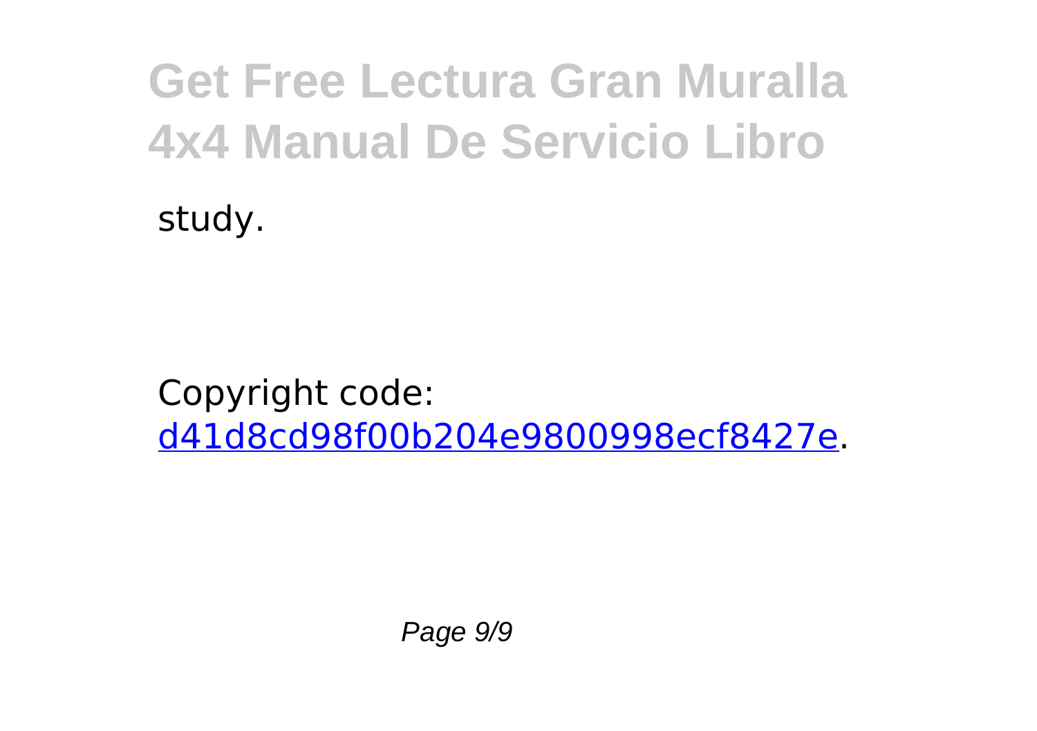study.

Copyright code: [d41d8cd98f00b204e9800998ecf8427e](d41d8cd98f00b204e9800998ecf8427e).